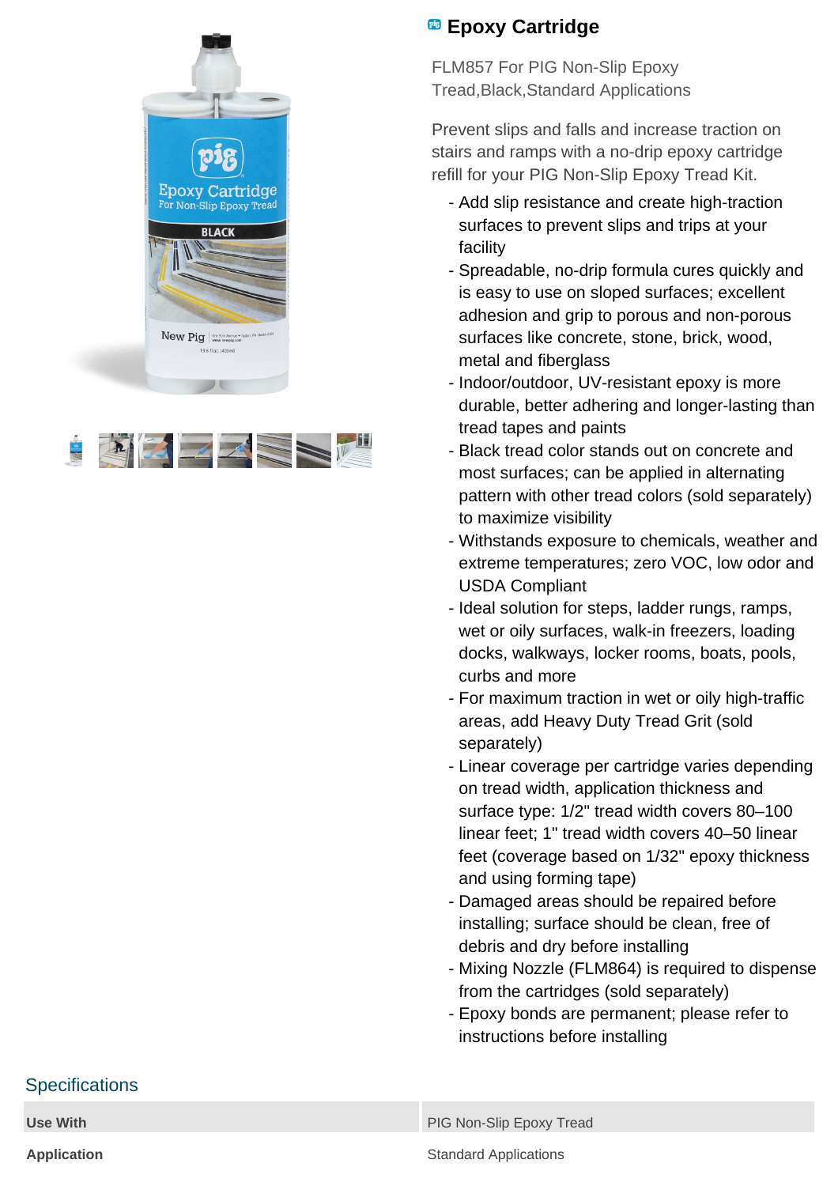# Epoxy Cartridge

FLM857 For PIG Non-Slip Epoxy Tread,Black,Standard Applications

Prevent slips and falls and increase traction on stairs and ramps with a no-drip epoxy cartridge refill for your PIG Non-Slip Epoxy Tread Kit.

- Add slip resistance and create high-traction surfaces to prevent slips and trips at your facility
- Spreadable, no-drip formula cures quickly and is easy to use on sloped surfaces; excellent adhesion and grip to porous and non-porous surfaces like concrete, stone, brick, wood, metal and fiberglass
- Indoor/outdoor, UV-resistant epoxy is more durable, better adhering and longer-lasting than tread tapes and paints
- Black tread color stands out on concrete and most surfaces; can be applied in alternating pattern with other tread colors (sold separately) to maximize visibility
- Withstands exposure to chemicals, weather and extreme temperatures; zero VOC, low odor and USDA Compliant
- Ideal solution for steps, ladder rungs, ramps, wet or oily surfaces, walk-in freezers, loading docks, walkways, locker rooms, boats, pools, curbs and more
- For maximum traction in wet or oily high-traffic areas, add Heavy Duty Tread Grit (sold separately)
- Linear coverage per cartridge varies depending on tread width, application thickness and surface type: 1/2" tread width covers 80–100 linear feet; 1" tread width covers 40–50 linear feet (coverage based on 1/32" epoxy thickness and using forming tape)
- Damaged areas should be repaired before installing; surface should be clean, free of debris and dry before installing
- Mixing Nozzle (FLM864) is required to dispense from the cartridges (sold separately)
- Epoxy bonds are permanent; please refer to instructions before installing

## Specifications

| | |
|---|---|
| **Use With** | PIG Non-Slip Epoxy Tread |
| **Application** | Standard Applications |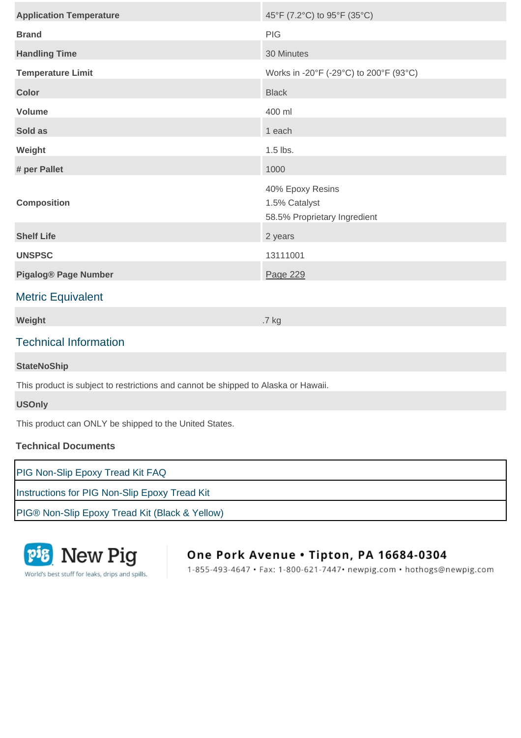| | |
|---|---|
| **Application Temperature** | 45°F (7.2°C) to 95°F (35°C) |
| **Brand** | PIG |
| **Handling Time** | 30 Minutes |
| **Temperature Limit** | Works in -20°F (-29°C) to 200°F (93°C) |
| **Color** | Black |
| **Volume** | 400 ml |
| **Sold as** | 1 each |
| **Weight** | 1.5 lbs. |
| **# per Pallet** | 1000 |
| **Composition** | 40% Epoxy Resins<br>1.5% Catalyst<br>58.5% Proprietary Ingredient |
| **Shelf Life** | 2 years |
| **UNSPSC** | 13111001 |
| **Pigalog® Page Number** | Page 229 |

## Metric Equivalent

| | |
|---|---|
| **Weight** | .7 kg |

## Technical Information

**StateNoShip**

This product is subject to restrictions and cannot be shipped to Alaska or Hawaii.

**USOnly**

This product can ONLY be shipped to the United States.

### Technical Documents

- PIG Non-Slip Epoxy Tread Kit FAQ
- Instructions for PIG Non-Slip Epoxy Tread Kit
- PIG® Non-Slip Epoxy Tread Kit (Black & Yellow)

New Pig
World's best stuff for leaks, drips and spills.

One Pork Avenue • Tipton, PA 16684-0304
1-855-493-4647 • Fax: 1-800-621-7447• newpig.com • hothogs@newpig.com